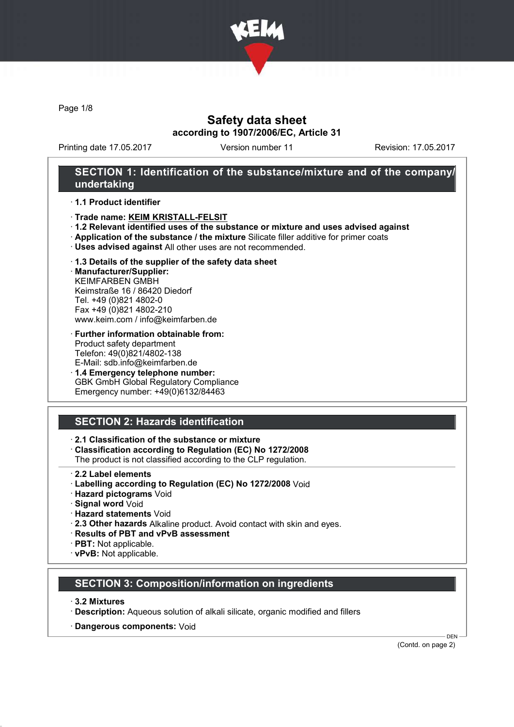# Safety data sheet

**according to 1907/2006/EC, Article 31**

Printing date 17.05.2017 Version number 11 Revision: 17.05.2017

## SECTION 1: Identification of the substance/mixture and of the company/undertaking

· **1.1 Product identifier**

· **Trade name: KEIM KRISTALL-FELSIT**

· **1.2 Relevant identified uses of the substance or mixture and uses advised against**

· **Application of the substance / the mixture** Silicate filler additive for primer coats

· **Uses advised against** All other uses are not recommended.

· **1.3 Details of the supplier of the safety data sheet**

· **Manufacturer/Supplier:**
KEIMFARBEN GMBH
Keimstraße 16 / 86420 Diedorf
Tel. +49 (0)821 4802-0
Fax +49 (0)821 4802-210
www.keim.com / info@keimfarben.de

· **Further information obtainable from:**
Product safety department
Telefon: 49(0)821/4802-138
E-Mail: sdb.info@keimfarben.de

· **1.4 Emergency telephone number:**
GBK GmbH Global Regulatory Compliance
Emergency number: +49(0)6132/84463

## SECTION 2: Hazards identification

· **2.1 Classification of the substance or mixture**

· **Classification according to Regulation (EC) No 1272/2008**
The product is not classified according to the CLP regulation.

· **2.2 Label elements**

· **Labelling according to Regulation (EC) No 1272/2008** Void

· **Hazard pictograms** Void

· **Signal word** Void

· **Hazard statements** Void

· **2.3 Other hazards** Alkaline product. Avoid contact with skin and eyes.

· **Results of PBT and vPvB assessment**

· **PBT:** Not applicable.

· **vPvB:** Not applicable.

## SECTION 3: Composition/information on ingredients

· **3.2 Mixtures**

· **Description:** Aqueous solution of alkali silicate, organic modified and fillers

· **Dangerous components:** Void

(Contd. on page 2)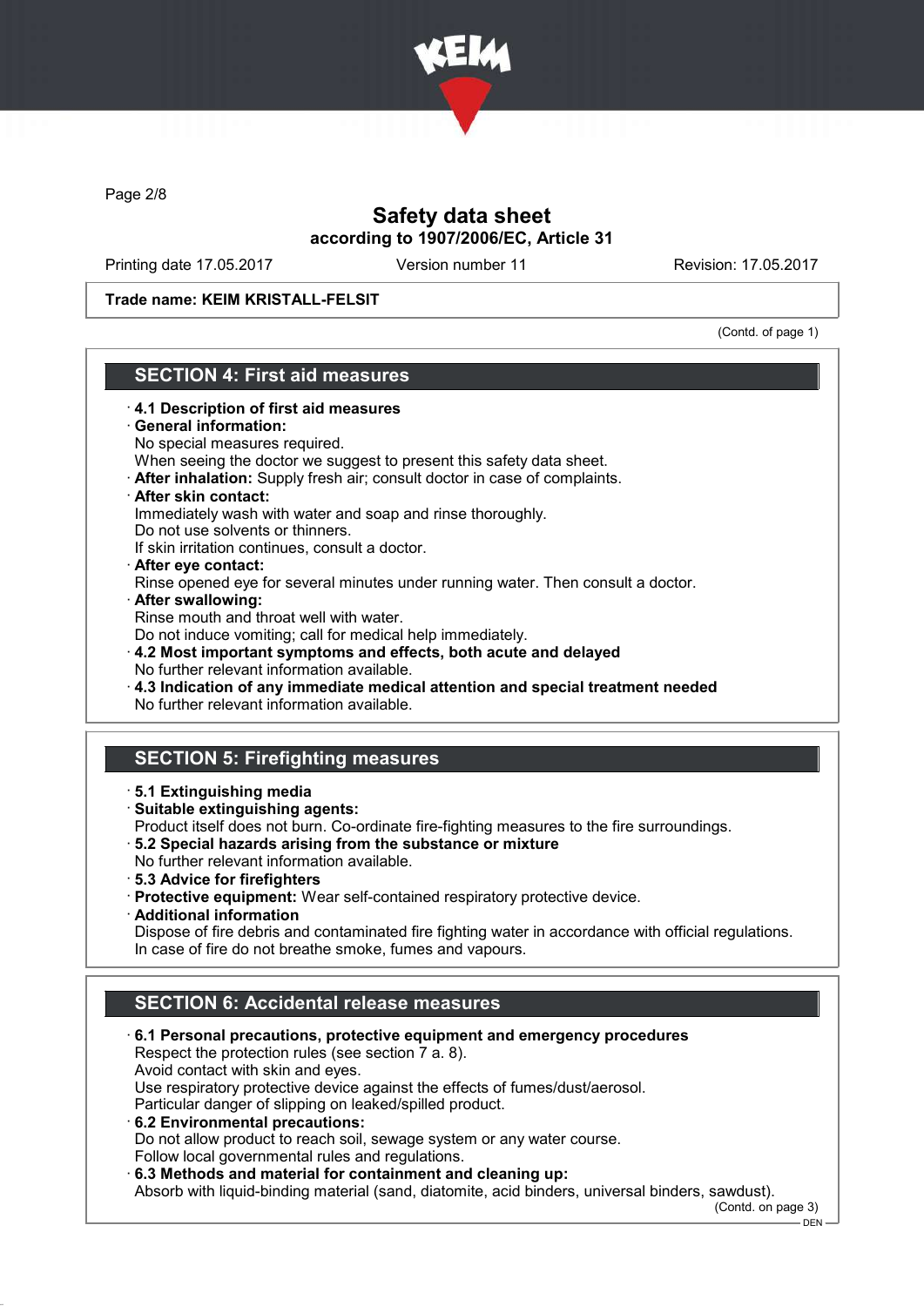Safety data sheet
according to 1907/2006/EC, Article 31

Printing date 17.05.2017 Version number 11 Revision: 17.05.2017

**Trade name: KEIM KRISTALL-FELSIT**

(Contd. of page 1)

## SECTION 4: First aid measures

- **4.1 Description of first aid measures**
- **General information:**
  No special measures required.
  When seeing the doctor we suggest to present this safety data sheet.
- **After inhalation:** Supply fresh air; consult doctor in case of complaints.
- **After skin contact:**
  Immediately wash with water and soap and rinse thoroughly.
  Do not use solvents or thinners.
  If skin irritation continues, consult a doctor.
- **After eye contact:**
  Rinse opened eye for several minutes under running water. Then consult a doctor.
- **After swallowing:**
  Rinse mouth and throat well with water.
  Do not induce vomiting; call for medical help immediately.
- **4.2 Most important symptoms and effects, both acute and delayed**
  No further relevant information available.
- **4.3 Indication of any immediate medical attention and special treatment needed**
  No further relevant information available.

## SECTION 5: Firefighting measures

- **5.1 Extinguishing media**
- **Suitable extinguishing agents:**
  Product itself does not burn. Co-ordinate fire-fighting measures to the fire surroundings.
- **5.2 Special hazards arising from the substance or mixture**
  No further relevant information available.
- **5.3 Advice for firefighters**
- **Protective equipment:** Wear self-contained respiratory protective device.
- **Additional information**
  Dispose of fire debris and contaminated fire fighting water in accordance with official regulations.
  In case of fire do not breathe smoke, fumes and vapours.

## SECTION 6: Accidental release measures

- **6.1 Personal precautions, protective equipment and emergency procedures**
  Respect the protection rules (see section 7 a. 8).
  Avoid contact with skin and eyes.
  Use respiratory protective device against the effects of fumes/dust/aerosol.
  Particular danger of slipping on leaked/spilled product.
- **6.2 Environmental precautions:**
  Do not allow product to reach soil, sewage system or any water course.
  Follow local governmental rules and regulations.
- **6.3 Methods and material for containment and cleaning up:**
  Absorb with liquid-binding material (sand, diatomite, acid binders, universal binders, sawdust).

(Contd. on page 3)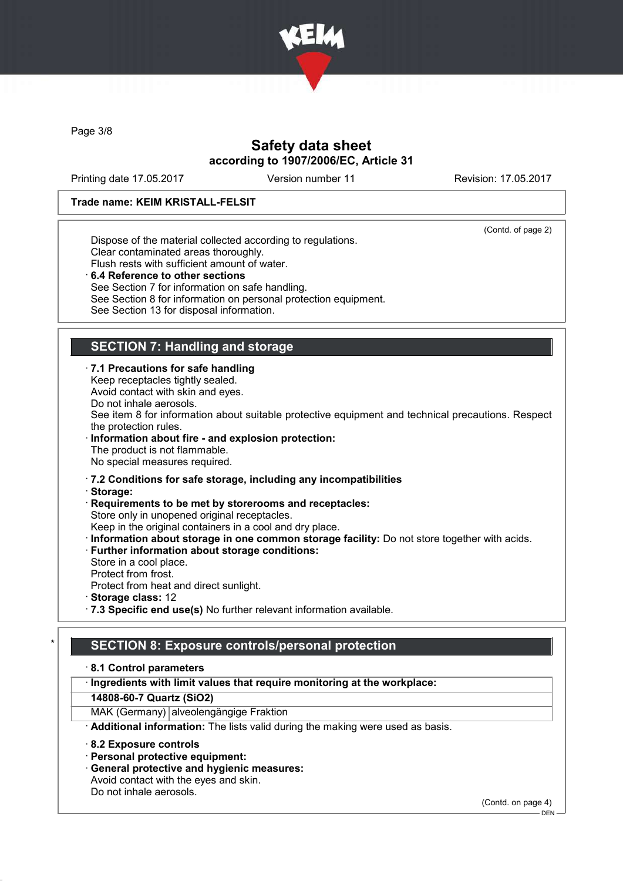Trade name: KEIM KRISTALL-FELSIT

(Contd. of page 2)

Dispose of the material collected according to regulations.
Clear contaminated areas thoroughly.
Flush rests with sufficient amount of water.

· **6.4 Reference to other sections**
See Section 7 for information on safe handling.
See Section 8 for information on personal protection equipment.
See Section 13 for disposal information.

## SECTION 7: Handling and storage

· **7.1 Precautions for safe handling**
Keep receptacles tightly sealed.
Avoid contact with skin and eyes.
Do not inhale aerosols.
See item 8 for information about suitable protective equipment and technical precautions. Respect the protection rules.

· **Information about fire - and explosion protection:**
The product is not flammable.
No special measures required.

· **7.2 Conditions for safe storage, including any incompatibilities**
· **Storage:**
· **Requirements to be met by storerooms and receptacles:**
Store only in unopened original receptacles.
Keep in the original containers in a cool and dry place.
· **Information about storage in one common storage facility:** Do not store together with acids.
· **Further information about storage conditions:**
Store in a cool place.
Protect from frost.
Protect from heat and direct sunlight.
· **Storage class:** 12
· **7.3 Specific end use(s)** No further relevant information available.

## * SECTION 8: Exposure controls/personal protection

· **8.1 Control parameters**

| · Ingredients with limit values that require monitoring at the workplace: | |
|---|---|
| **14808-60-7 Quartz ($SiO_2$)** | |
| MAK (Germany) | alveolengängige Fraktion |

· **Additional information:** The lists valid during the making were used as basis.

· **8.2 Exposure controls**
· **Personal protective equipment:**
· **General protective and hygienic measures:**
Avoid contact with the eyes and skin.
Do not inhale aerosols.

(Contd. on page 4)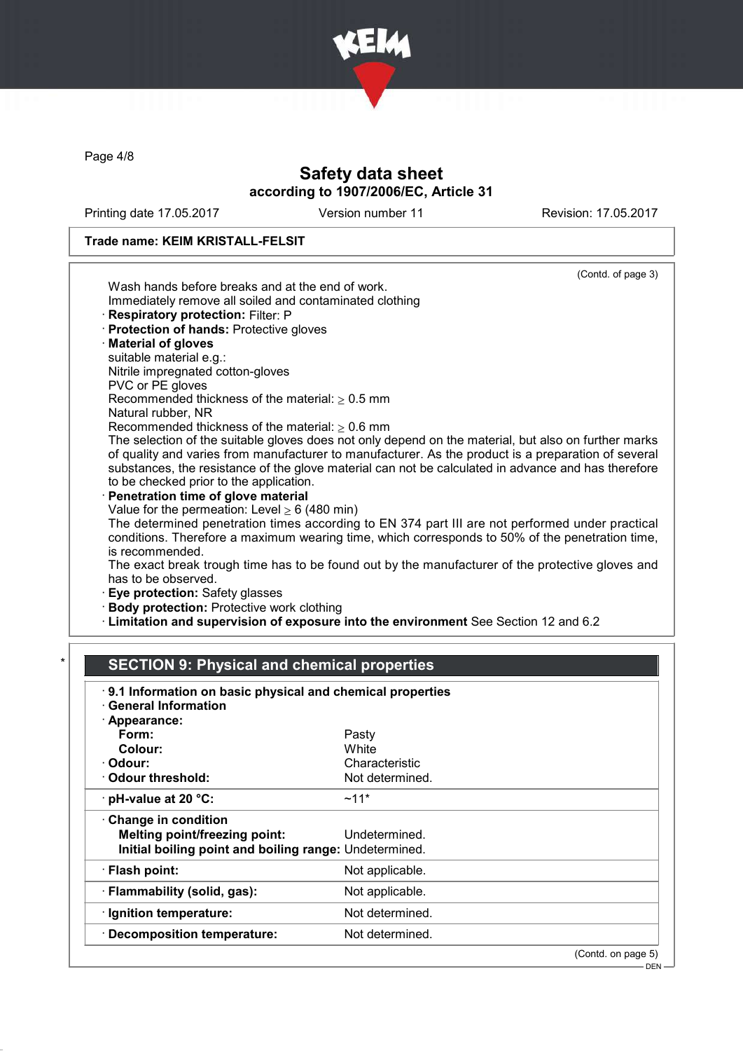Trade name: KEIM KRISTALL-FELSIT

(Contd. of page 3)

Wash hands before breaks and at the end of work.
Immediately remove all soiled and contaminated clothing

· **Respiratory protection:** Filter: P
· **Protection of hands:** Protective gloves
· **Material of gloves**

suitable material e.g.:
Nitrile impregnated cotton-gloves
PVC or PE gloves
Recommended thickness of the material: ≥ 0.5 mm
Natural rubber, NR
Recommended thickness of the material: ≥ 0.6 mm
The selection of the suitable gloves does not only depend on the material, but also on further marks of quality and varies from manufacturer to manufacturer. As the product is a preparation of several substances, the resistance of the glove material can not be calculated in advance and has therefore to be checked prior to the application.

· **Penetration time of glove material**

Value for the permeation: Level ≥ 6 (480 min)
The determined penetration times according to EN 374 part III are not performed under practical conditions. Therefore a maximum wearing time, which corresponds to 50% of the penetration time, is recommended.
The exact break trough time has to be found out by the manufacturer of the protective gloves and has to be observed.

· **Eye protection:** Safety glasses
· **Body protection:** Protective work clothing
· **Limitation and supervision of exposure into the environment** See Section 12 and 6.2

## * SECTION 9: Physical and chemical properties

· **9.1 Information on basic physical and chemical properties**
· **General Information**
· **Appearance:**

| | |
|---|---|
| **Form:** | Pasty |
| **Colour:** | White |
| · **Odour:** | Characteristic |
| · **Odour threshold:** | Not determined. |
| · **pH-value at 20 °C:** | ~11* |
| · **Change in condition** | |
| **Melting point/freezing point:** | Undetermined. |
| **Initial boiling point and boiling range:** | Undetermined. |
| · **Flash point:** | Not applicable. |
| · **Flammability (solid, gas):** | Not applicable. |
| · **Ignition temperature:** | Not determined. |
| · **Decomposition temperature:** | Not determined. |

(Contd. on page 5)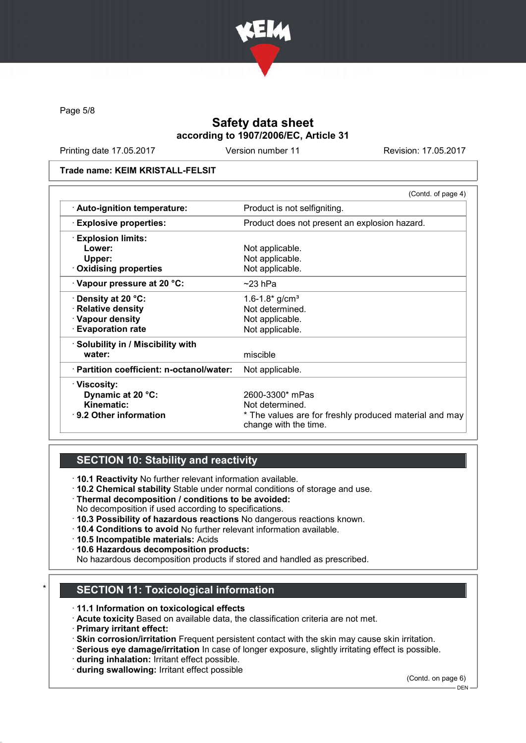Safety data sheet
according to 1907/2006/EC, Article 31

Printing date 17.05.2017 | Version number 11 | Revision: 17.05.2017

**Trade name: KEIM KRISTALL-FELSIT**

(Contd. of page 4)

| | |
|---|---|
| · **Auto-ignition temperature:** | Product is not selfigniting. |
| · **Explosive properties:** | Product does not present an explosion hazard. |
| · **Explosion limits:** | |
| **Lower:** | Not applicable. |
| **Upper:** | Not applicable. |
| · **Oxidising properties** | Not applicable. |
| · **Vapour pressure at 20 °C:** | ~23 hPa |
| · **Density at 20 °C:** | 1.6-1.8* g/cm³ |
| · **Relative density** | Not determined. |
| · **Vapour density** | Not applicable. |
| · **Evaporation rate** | Not applicable. |
| · **Solubility in / Miscibility with water:** | miscible |
| · **Partition coefficient: n-octanol/water:** | Not applicable. |
| · **Viscosity:** | |
| **Dynamic at 20 °C:** | 2600-3300* mPas |
| **Kinematic:** | Not determined. |
| · **9.2 Other information** | * The values are for freshly produced material and may change with the time. |

## SECTION 10: Stability and reactivity

· **10.1 Reactivity** No further relevant information available.
· **10.2 Chemical stability** Stable under normal conditions of storage and use.
· **Thermal decomposition / conditions to be avoided:**
No decomposition if used according to specifications.
· **10.3 Possibility of hazardous reactions** No dangerous reactions known.
· **10.4 Conditions to avoid** No further relevant information available.
· **10.5 Incompatible materials:** Acids
· **10.6 Hazardous decomposition products:**
No hazardous decomposition products if stored and handled as prescribed.

## * SECTION 11: Toxicological information

· **11.1 Information on toxicological effects**
· **Acute toxicity** Based on available data, the classification criteria are not met.
· **Primary irritant effect:**
· **Skin corrosion/irritation** Frequent persistent contact with the skin may cause skin irritation.
· **Serious eye damage/irritation** In case of longer exposure, slightly irritating effect is possible.
· **during inhalation:** Irritant effect possible.
· **during swallowing:** Irritant effect possible

(Contd. on page 6)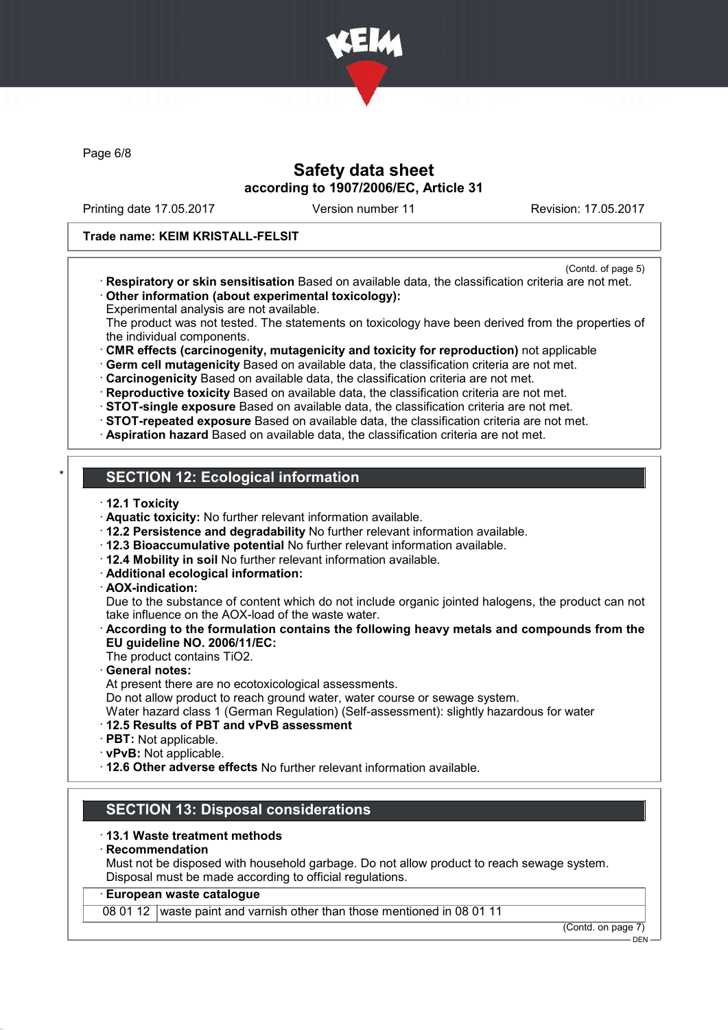Trade name: KEIM KRISTALL-FELSIT

(Contd. of page 5)

· **Respiratory or skin sensitisation** Based on available data, the classification criteria are not met.
· **Other information (about experimental toxicology):**
Experimental analysis are not available.
The product was not tested. The statements on toxicology have been derived from the properties of the individual components.
· **CMR effects (carcinogenity, mutagenicity and toxicity for reproduction)** not applicable
· **Germ cell mutagenicity** Based on available data, the classification criteria are not met.
· **Carcinogenicity** Based on available data, the classification criteria are not met.
· **Reproductive toxicity** Based on available data, the classification criteria are not met.
· **STOT-single exposure** Based on available data, the classification criteria are not met.
· **STOT-repeated exposure** Based on available data, the classification criteria are not met.
· **Aspiration hazard** Based on available data, the classification criteria are not met.

## * SECTION 12: Ecological information

· **12.1 Toxicity**
· **Aquatic toxicity:** No further relevant information available.
· **12.2 Persistence and degradability** No further relevant information available.
· **12.3 Bioaccumulative potential** No further relevant information available.
· **12.4 Mobility in soil** No further relevant information available.
· **Additional ecological information:**
· **AOX-indication:**
Due to the substance of content which do not include organic jointed halogens, the product can not take influence on the AOX-load of the waste water.
· **According to the formulation contains the following heavy metals and compounds from the EU guideline NO. 2006/11/EC:**
The product contains $TiO_2$.
· **General notes:**
At present there are no ecotoxicological assessments.
Do not allow product to reach ground water, water course or sewage system.
Water hazard class 1 (German Regulation) (Self-assessment): slightly hazardous for water
· **12.5 Results of PBT and vPvB assessment**
· **PBT:** Not applicable.
· **vPvB:** Not applicable.
· **12.6 Other adverse effects** No further relevant information available.

## SECTION 13: Disposal considerations

· **13.1 Waste treatment methods**
· **Recommendation**
Must not be disposed with household garbage. Do not allow product to reach sewage system.
Disposal must be made according to official regulations.

| · **European waste catalogue** | |
|---|---|
| 08 01 12 | waste paint and varnish other than those mentioned in 08 01 11 |

(Contd. on page 7)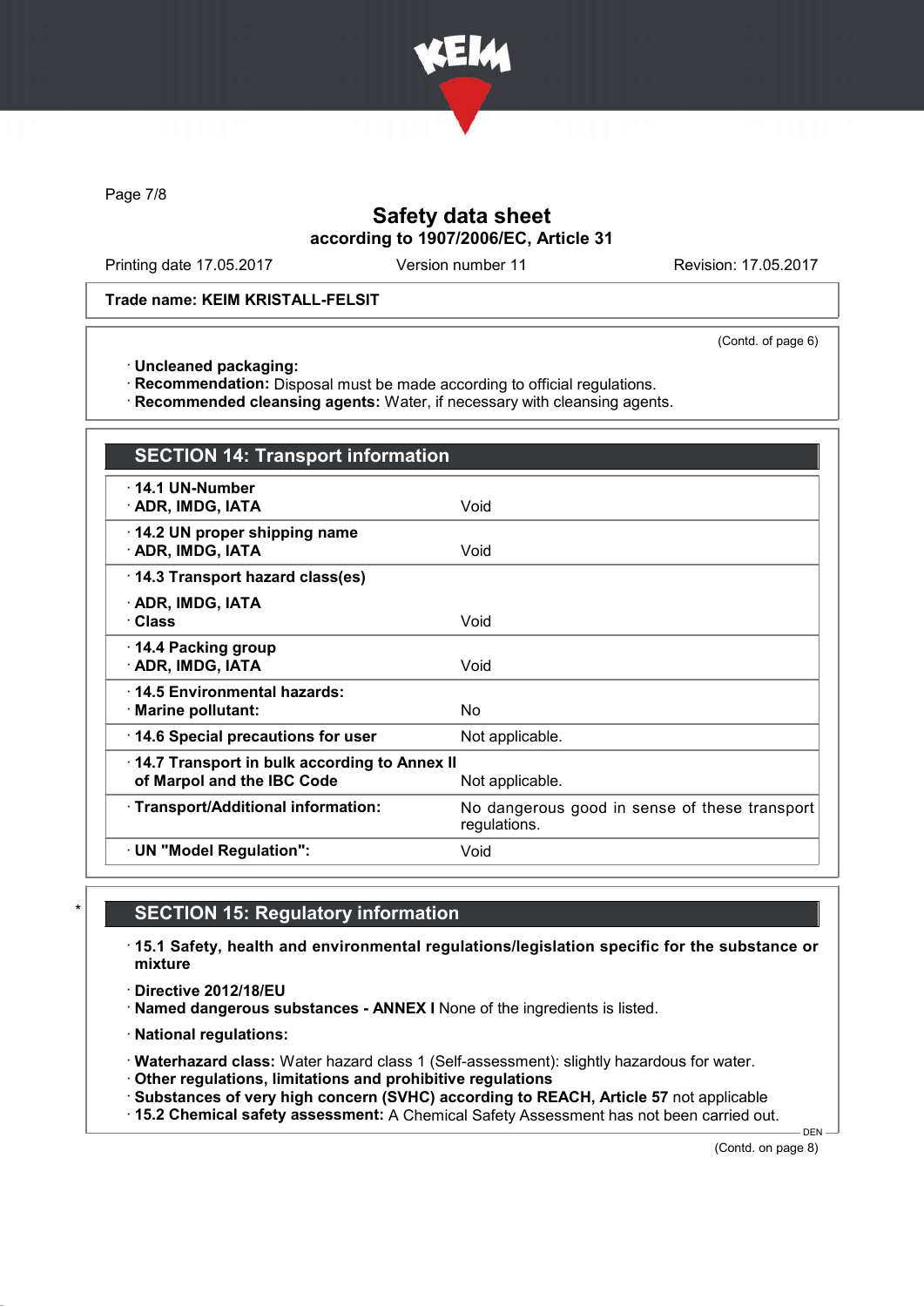(Contd. of page 6)

· **Uncleaned packaging:**
· **Recommendation:** Disposal must be made according to official regulations.
· **Recommended cleansing agents:** Water, if necessary with cleansing agents.

## SECTION 14: Transport information

| | |
|---|---|
| · **14.1 UN-Number**<br>· **ADR, IMDG, IATA** | Void |
| · **14.2 UN proper shipping name**<br>· **ADR, IMDG, IATA** | Void |
| · **14.3 Transport hazard class(es)**<br>· **ADR, IMDG, IATA**<br>· **Class** | Void |
| · **14.4 Packing group**<br>· **ADR, IMDG, IATA** | Void |
| · **14.5 Environmental hazards:**<br>· **Marine pollutant:** | No |
| · **14.6 Special precautions for user** | Not applicable. |
| · **14.7 Transport in bulk according to Annex II of Marpol and the IBC Code** | Not applicable. |
| · **Transport/Additional information:** | No dangerous good in sense of these transport regulations. |
| · **UN "Model Regulation":** | Void |

\* 

## SECTION 15: Regulatory information

· **15.1 Safety, health and environmental regulations/legislation specific for the substance or mixture**

· **Directive 2012/18/EU**
· **Named dangerous substances - ANNEX I** None of the ingredients is listed.

· **National regulations:**

· **Waterhazard class:** Water hazard class 1 (Self-assessment): slightly hazardous for water.
· **Other regulations, limitations and prohibitive regulations**
· **Substances of very high concern (SVHC) according to REACH, Article 57** not applicable
· **15.2 Chemical safety assessment:** A Chemical Safety Assessment has not been carried out.

(Contd. on page 8)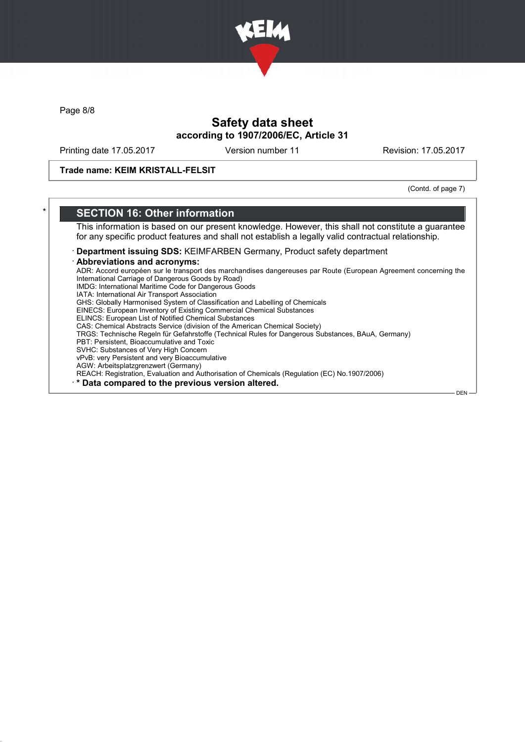# Safety data sheet
## according to 1907/2006/EC, Article 31

Printing date 17.05.2017 Version number 11 Revision: 17.05.2017

**Trade name: KEIM KRISTALL-FELSIT**

(Contd. of page 7)

## * SECTION 16: Other information

This information is based on our present knowledge. However, this shall not constitute a guarantee for any specific product features and shall not establish a legally valid contractual relationship.

· **Department issuing SDS:** KEIMFARBEN Germany, Product safety department

· **Abbreviations and acronyms:**

ADR: Accord européen sur le transport des marchandises dangereuses par Route (European Agreement concerning the International Carriage of Dangerous Goods by Road)
IMDG: International Maritime Code for Dangerous Goods
IATA: International Air Transport Association
GHS: Globally Harmonised System of Classification and Labelling of Chemicals
EINECS: European Inventory of Existing Commercial Chemical Substances
ELINCS: European List of Notified Chemical Substances
CAS: Chemical Abstracts Service (division of the American Chemical Society)
TRGS: Technische Regeln für Gefahrstoffe (Technical Rules for Dangerous Substances, BAuA, Germany)
PBT: Persistent, Bioaccumulative and Toxic
SVHC: Substances of Very High Concern
vPvB: very Persistent and very Bioaccumulative
AGW: Arbeitsplatzgrenzwert (Germany)
REACH: Registration, Evaluation and Authorisation of Chemicals (Regulation (EC) No.1907/2006)

· *** Data compared to the previous version altered.**

DEN